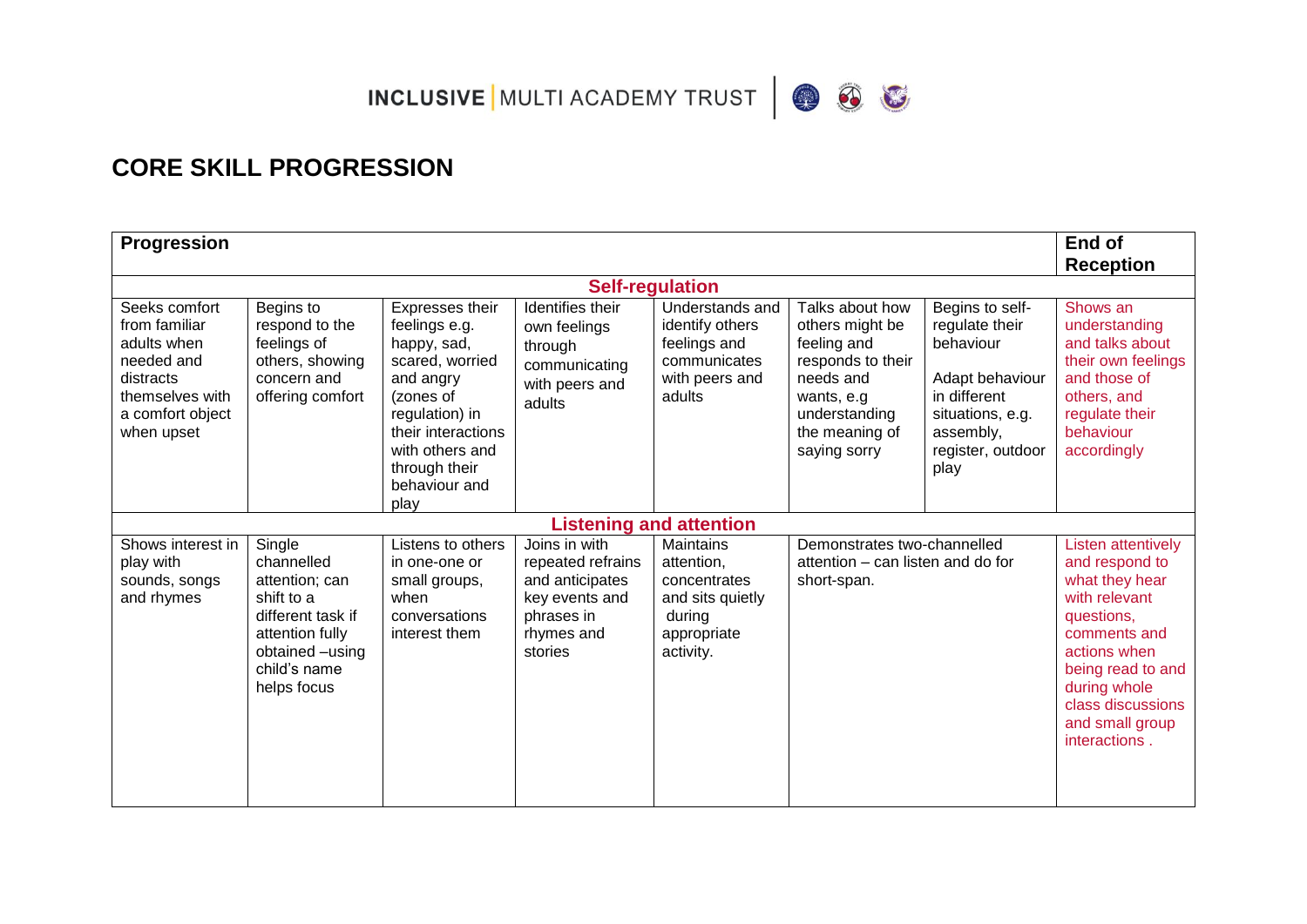INCLUSIVE | MULTI ACADEMY TRUST

## CORE SKILL PROGRESSION

| Progression | | | | | | | End of Reception |
|---|---|---|---|---|---|---|---|
| **Self-regulation** | | | | | | | |
| Seeks comfort from familiar adults when needed and distracts themselves with a comfort object when upset | Begins to respond to the feelings of others, showing concern and offering comfort | Expresses their feelings e.g. happy, sad, scared, worried and angry (zones of regulation) in their interactions with others and through their behaviour and play | Identifies their own feelings through communicating with peers and adults | Understands and identify others feelings and communicates with peers and adults | Talks about how others might be feeling and responds to their needs and wants, e.g understanding the meaning of saying sorry | Begins to self-regulate their behaviour<br><br>Adapt behaviour in different situations, e.g. assembly, register, outdoor play | Shows an understanding and talks about their own feelings and those of others, and regulate their behaviour accordingly |
| **Listening and attention** | | | | | | | |
| Shows interest in play with sounds, songs and rhymes | Single channelled attention; can shift to a different task if attention fully obtained –using child's name helps focus | Listens to others in one-one or small groups, when conversations interest them | Joins in with repeated refrains and anticipates key events and phrases in rhymes and stories | Maintains attention, concentrates and sits quietly during appropriate activity. | Demonstrates two-channelled attention – can listen and do for short-span. | | Listen attentively and respond to what they hear with relevant questions, comments and actions when being read to and during whole class discussions and small group interactions . |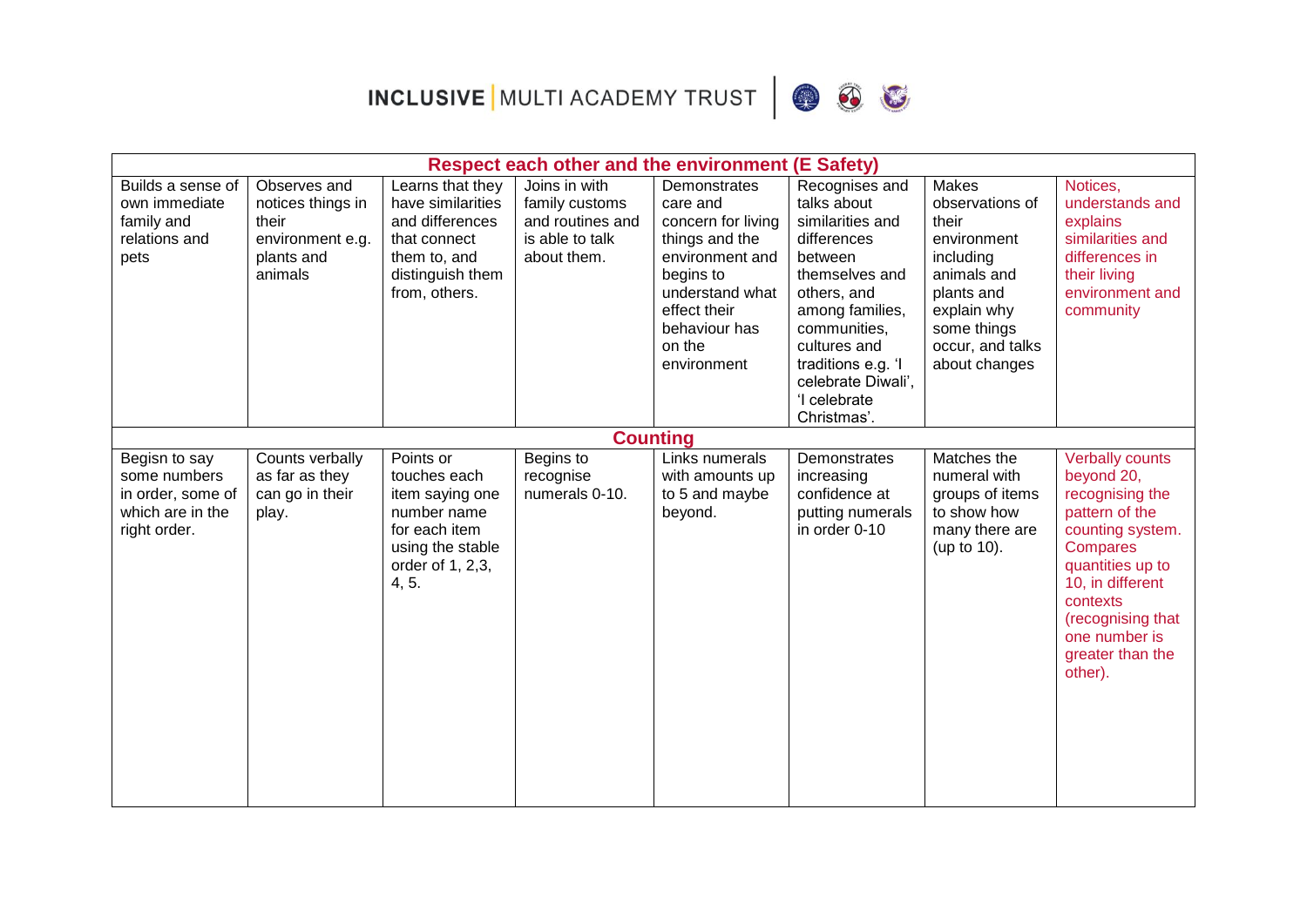| Respect each other and the environment (E Safety) | | | | | | | |
|---|---|---|---|---|---|---|---|
| Builds a sense of own immediate family and relations and pets | Observes and notices things in their environment e.g. plants and animals | Learns that they have similarities and differences that connect them to, and distinguish them from, others. | Joins in with family customs and routines and is able to talk about them. | Demonstrates care and concern for living things and the environment and begins to understand what effect their behaviour has on the environment | Recognises and talks about similarities and differences between themselves and others, and among families, communities, cultures and traditions e.g. 'I celebrate Diwali', 'I celebrate Christmas'. | Makes observations of their environment including animals and plants and explain why some things occur, and talks about changes | Notices, understands and explains similarities and differences in their living environment and community |
| **Counting** | | | | | | | |
| Begisn to say some numbers in order, some of which are in the right order. | Counts verbally as far as they can go in their play. | Points or touches each item saying one number name for each item using the stable order of 1, 2,3, 4, 5. | Begins to recognise numerals 0-10. | Links numerals with amounts up to 5 and maybe beyond. | Demonstrates increasing confidence at putting numerals in order 0-10 | Matches the numeral with groups of items to show how many there are (up to 10). | Verbally counts beyond 20, recognising the pattern of the counting system. Compares quantities up to 10, in different contexts (recognising that one number is greater than the other). |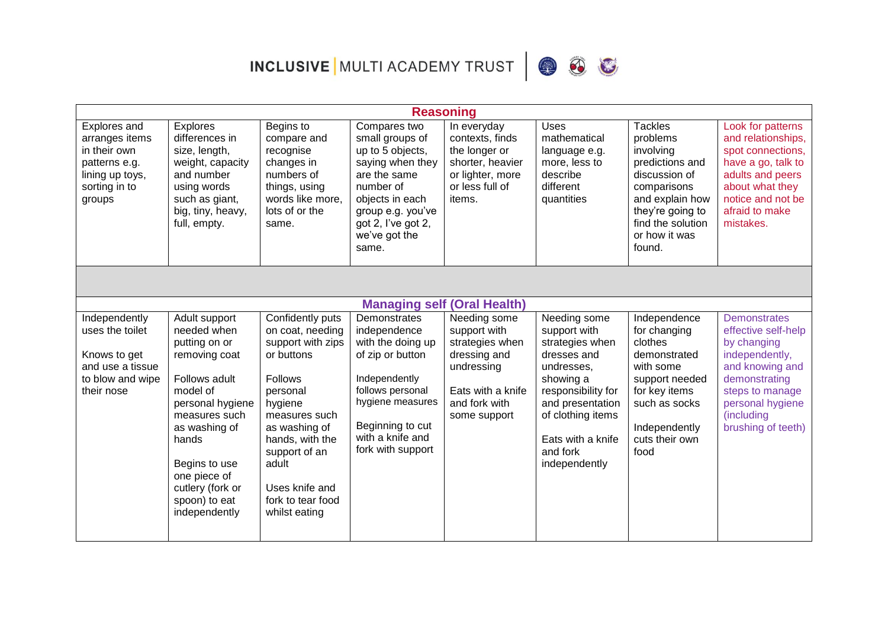| Reasoning | | | | | | | |
|---|---|---|---|---|---|---|---|
| Explores and arranges items in their own patterns e.g. lining up toys, sorting in to groups | Explores differences in size, length, weight, capacity and number using words such as giant, big, tiny, heavy, full, empty. | Begins to compare and recognise changes in numbers of things, using words like more, lots of or the same. | Compares two small groups of up to 5 objects, saying when they are the same number of objects in each group e.g. you've got 2, I've got 2, we've got the same. | In everyday contexts, finds the longer or shorter, heavier or lighter, more or less full of items. | Uses mathematical language e.g. more, less to describe different quantities | Tackles problems involving predictions and discussion of comparisons and explain how they're going to find the solution or how it was found. | Look for patterns and relationships, spot connections, have a go, talk to adults and peers about what they notice and not be afraid to make mistakes. |
| | | | | | | | |
| **Managing self (Oral Health)** | | | | | | | |
| Independently uses the toilet<br><br>Knows to get and use a tissue to blow and wipe their nose | Adult support needed when putting on or removing coat<br><br>Follows adult model of personal hygiene measures such as washing of hands<br><br>Begins to use one piece of cutlery (fork or spoon) to eat independently | Confidently puts on coat, needing support with zips or buttons<br><br>Follows personal hygiene measures such as washing of hands, with the support of an adult<br><br>Uses knife and fork to tear food whilst eating | Demonstrates independence with the doing up of zip or button<br><br>Independently follows personal hygiene measures<br><br>Beginning to cut with a knife and fork with support | Needing some support with strategies when dressing and undressing<br><br>Eats with a knife and fork with some support | Needing some support with strategies when dresses and undresses, showing a responsibility for and presentation of clothing items<br><br>Eats with a knife and fork independently | Independence for changing clothes demonstrated with some support needed for key items such as socks<br><br>Independently cuts their own food | Demonstrates effective self-help by changing independently, and knowing and demonstrating steps to manage personal hygiene (including brushing of teeth) |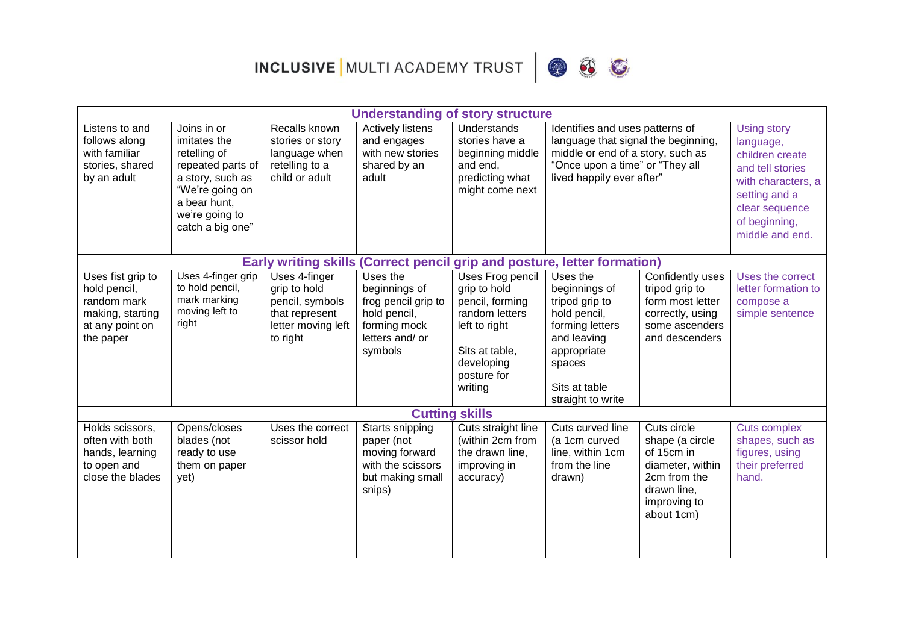| Understanding of story structure | | | | | | | |
|---|---|---|---|---|---|---|---|
| Listens to and follows along with familiar stories, shared by an adult | Joins in or imitates the retelling of repeated parts of a story, such as "We're going on a bear hunt, we're going to catch a big one" | Recalls known stories or story language when retelling to a child or adult | Actively listens and engages with new stories shared by an adult | Understands stories have a beginning middle and end, predicting what might come next | Identifies and uses patterns of language that signal the beginning, middle or end of a story, such as "Once upon a time" or "They all lived happily ever after" | | Using story language, children create and tell stories with characters, a setting and a clear sequence of beginning, middle and end. |
| **Early writing skills (Correct pencil grip and posture, letter formation)** | | | | | | | |
| Uses fist grip to hold pencil, random mark making, starting at any point on the paper | Uses 4-finger grip to hold pencil, mark marking moving left to right | Uses 4-finger grip to hold pencil, symbols that represent letter moving left to right | Uses the beginnings of frog pencil grip to hold pencil, forming mock letters and/ or symbols | Uses Frog pencil grip to hold pencil, forming random letters left to right<br><br>Sits at table, developing posture for writing | Uses the beginnings of tripod grip to hold pencil, forming letters and leaving appropriate spaces<br><br>Sits at table straight to write | Confidently uses tripod grip to form most letter correctly, using some ascenders and descenders | Uses the correct letter formation to compose a simple sentence |
| **Cutting skills** | | | | | | | |
| Holds scissors, often with both hands, learning to open and close the blades | Opens/closes blades (not ready to use them on paper yet) | Uses the correct scissor hold | Starts snipping paper (not moving forward with the scissors but making small snips) | Cuts straight line (within 2cm from the drawn line, improving in accuracy) | Cuts curved line (a 1cm curved line, within 1cm from the line drawn) | Cuts circle shape (a circle of 15cm in diameter, within 2cm from the drawn line, improving to about 1cm) | Cuts complex shapes, such as figures, using their preferred hand. |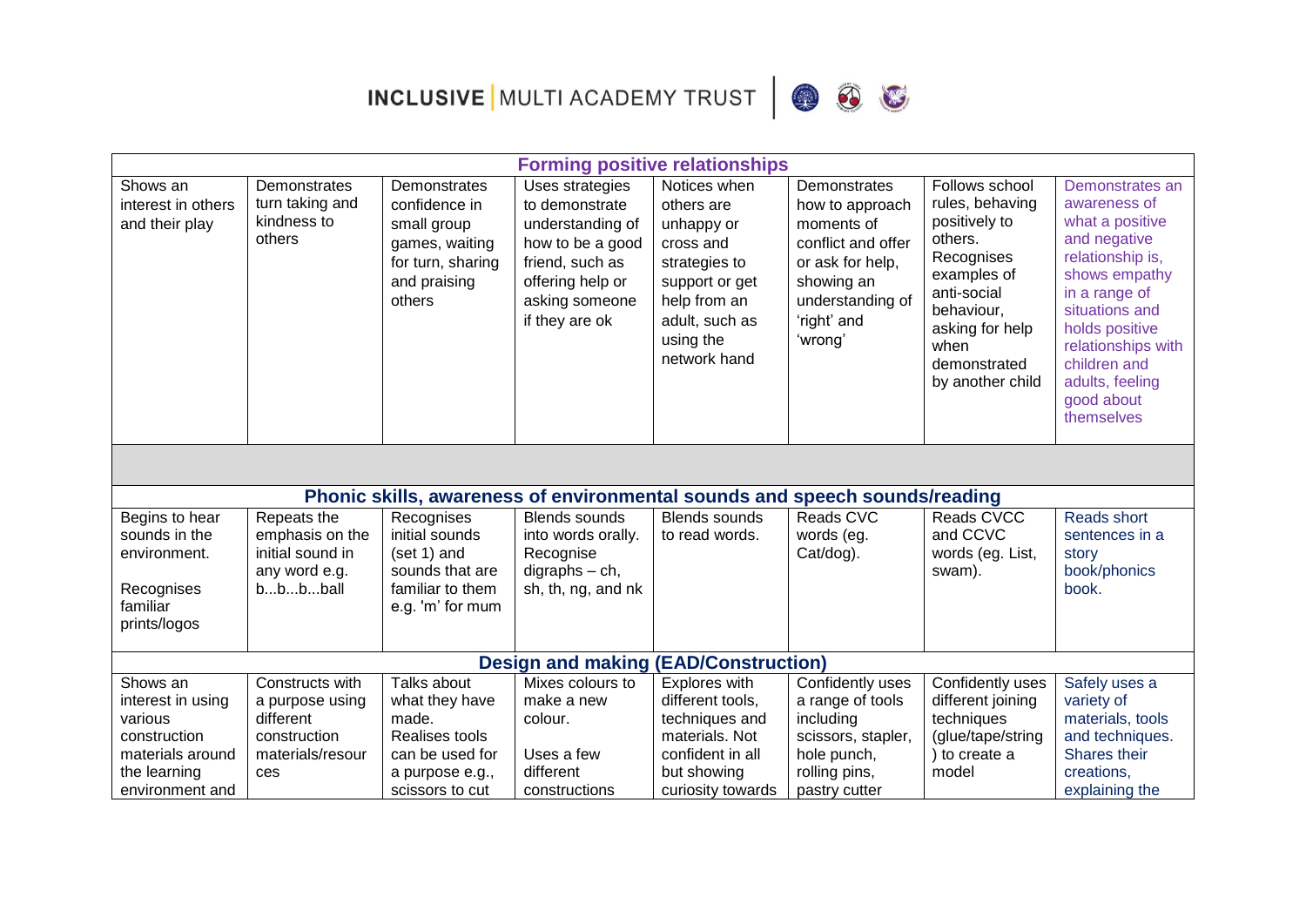| Forming positive relationships | | | | | | | |
|---|---|---|---|---|---|---|---|
| Shows an interest in others and their play | Demonstrates turn taking and kindness to others | Demonstrates confidence in small group games, waiting for turn, sharing and praising others | Uses strategies to demonstrate understanding of how to be a good friend, such as offering help or asking someone if they are ok | Notices when others are unhappy or cross and strategies to support or get help from an adult, such as using the network hand | Demonstrates how to approach moments of conflict and offer or ask for help, showing an understanding of 'right' and 'wrong' | Follows school rules, behaving positively to others. Recognises examples of anti-social behaviour, asking for help when demonstrated by another child | Demonstrates an awareness of what a positive and negative relationship is, shows empathy in a range of situations and holds positive relationships with children and adults, feeling good about themselves |
| | | | | | | | |
| **Phonic skills, awareness of environmental sounds and speech sounds/reading** | | | | | | | |
| Begins to hear sounds in the environment.<br><br>Recognises familiar prints/logos | Repeats the emphasis on the initial sound in any word e.g. b...b...b...ball | Recognises initial sounds (set 1) and sounds that are familiar to them e.g. 'm' for mum | Blends sounds into words orally. Recognise digraphs – ch, sh, th, ng, and nk | Blends sounds to read words. | Reads CVC words (eg. Cat/dog). | Reads CVCC and CCVC words (eg. List, swam). | Reads short sentences in a story book/phonics book. |
| **Design and making (EAD/Construction)** | | | | | | | |
| Shows an interest in using various construction materials around the learning environment and | Constructs with a purpose using different construction materials/resources | Talks about what they have made. Realises tools can be used for a purpose e.g., scissors to cut | Mixes colours to make a new colour.<br><br>Uses a few different constructions | Explores with different tools, techniques and materials. Not confident in all but showing curiosity towards | Confidently uses a range of tools including scissors, stapler, hole punch, rolling pins, pastry cutter | Confidently uses different joining techniques (glue/tape/string) to create a model | Safely uses a variety of materials, tools and techniques. Shares their creations, explaining the |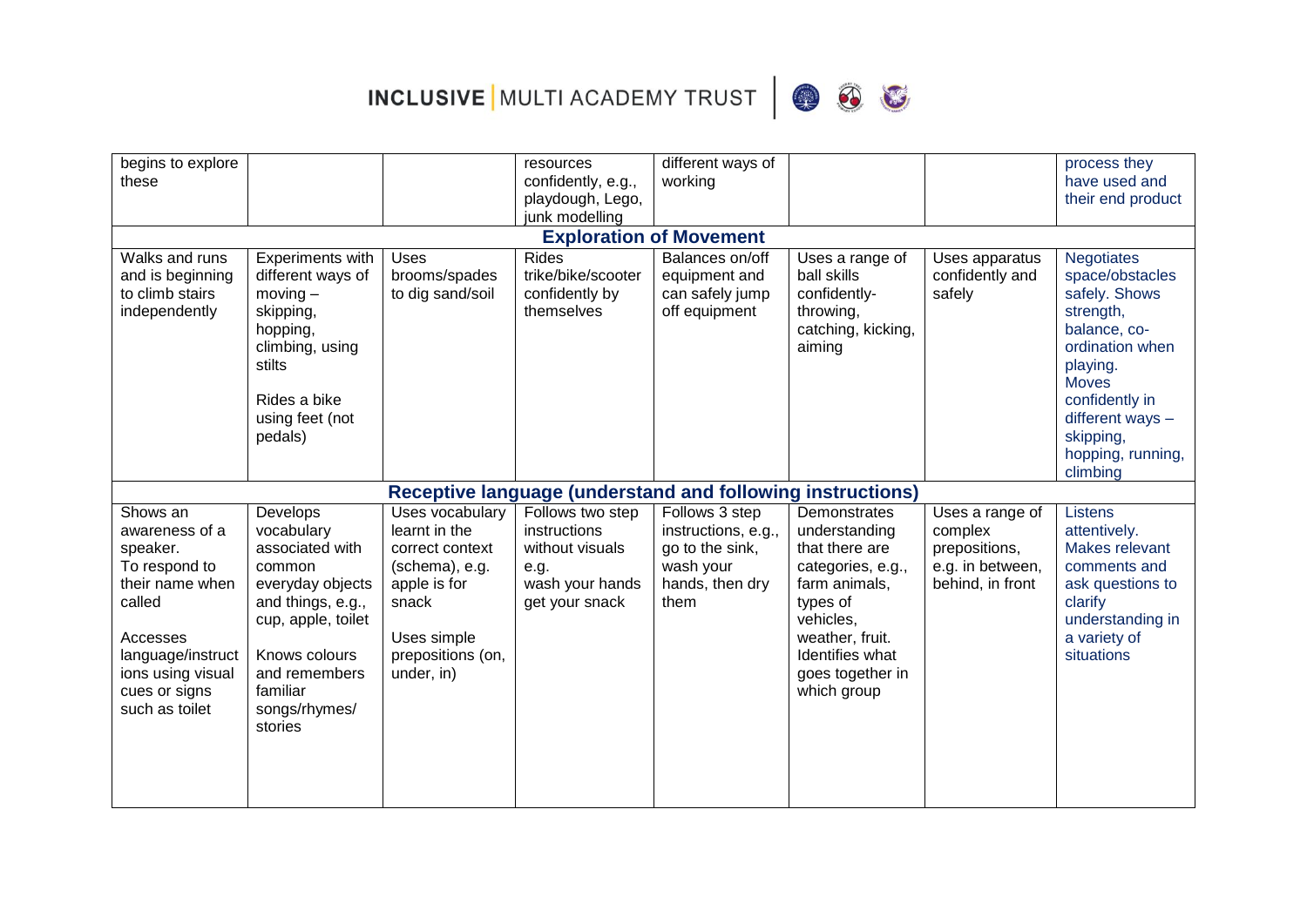| | | | | | | | |
|---|---|---|---|---|---|---|---|
| begins to explore these | | | resources confidently, e.g., playdough, Lego, junk modelling | different ways of working | | | process they have used and their end product |
| **Exploration of Movement** | | | | | | | |
| Walks and runs and is beginning to climb stairs independently | Experiments with different ways of moving – skipping, hopping, climbing, using stilts<br><br>Rides a bike using feet (not pedals) | Uses brooms/spades to dig sand/soil | Rides trike/bike/scooter confidently by themselves | Balances on/off equipment and can safely jump off equipment | Uses a range of ball skills confidently- throwing, catching, kicking, aiming | Uses apparatus confidently and safely | Negotiates space/obstacles safely. Shows strength, balance, co-ordination when playing.<br>Moves confidently in different ways – skipping, hopping, running, climbing |
| **Receptive language (understand and following instructions)** | | | | | | | |
| Shows an awareness of a speaker.<br>To respond to their name when called<br><br>Accesses language/instructions using visual cues or signs such as toilet | Develops vocabulary associated with common everyday objects and things, e.g., cup, apple, toilet<br><br>Knows colours and remembers familiar songs/rhymes/ stories | Uses vocabulary learnt in the correct context (schema), e.g. apple is for snack<br><br>Uses simple prepositions (on, under, in) | Follows two step instructions without visuals e.g.<br>wash your hands get your snack | Follows 3 step instructions, e.g., go to the sink, wash your hands, then dry them | Demonstrates understanding that there are categories, e.g., farm animals, types of vehicles, weather, fruit. Identifies what goes together in which group | Uses a range of complex prepositions, e.g. in between, behind, in front | Listens attentively.<br>Makes relevant comments and ask questions to clarify understanding in a variety of situations |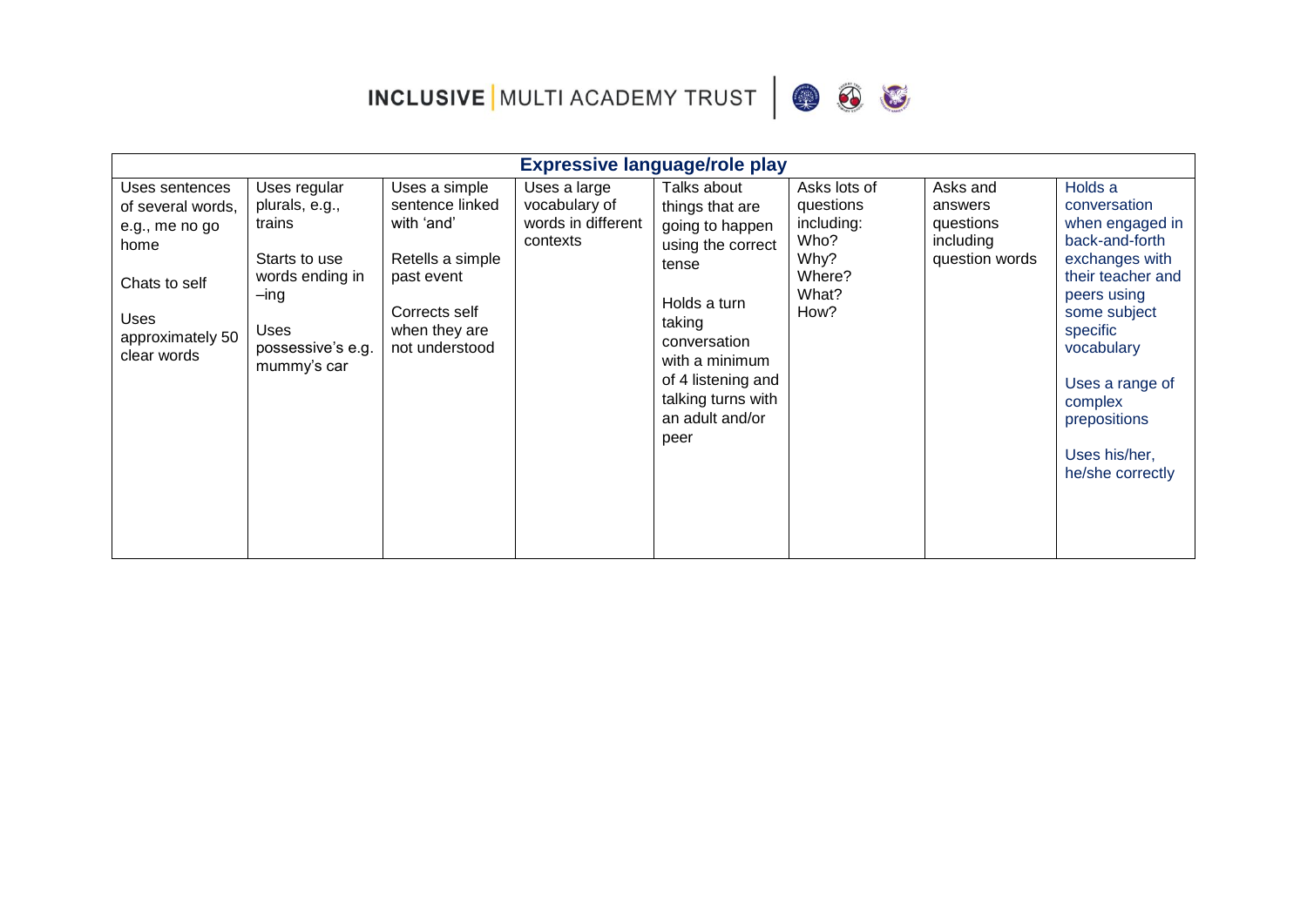| Expressive language/role play | | | | | | | |
|---|---|---|---|---|---|---|---|
| Uses sentences of several words, e.g., me no go home<br><br>Chats to self<br><br>Uses approximately 50 clear words | Uses regular plurals, e.g., trains<br><br>Starts to use words ending in –ing<br><br>Uses possessive's e.g. mummy's car | Uses a simple sentence linked with 'and'<br><br>Retells a simple past event<br><br>Corrects self when they are not understood | Uses a large vocabulary of words in different contexts | Talks about things that are going to happen using the correct tense<br><br>Holds a turn taking conversation with a minimum of 4 listening and talking turns with an adult and/or peer | Asks lots of questions including:<br>Who?<br>Why?<br>Where?<br>What?<br>How? | Asks and answers questions including question words | Holds a conversation when engaged in back-and-forth exchanges with their teacher and peers using some subject specific vocabulary<br><br>Uses a range of complex prepositions<br><br>Uses his/her, he/she correctly |